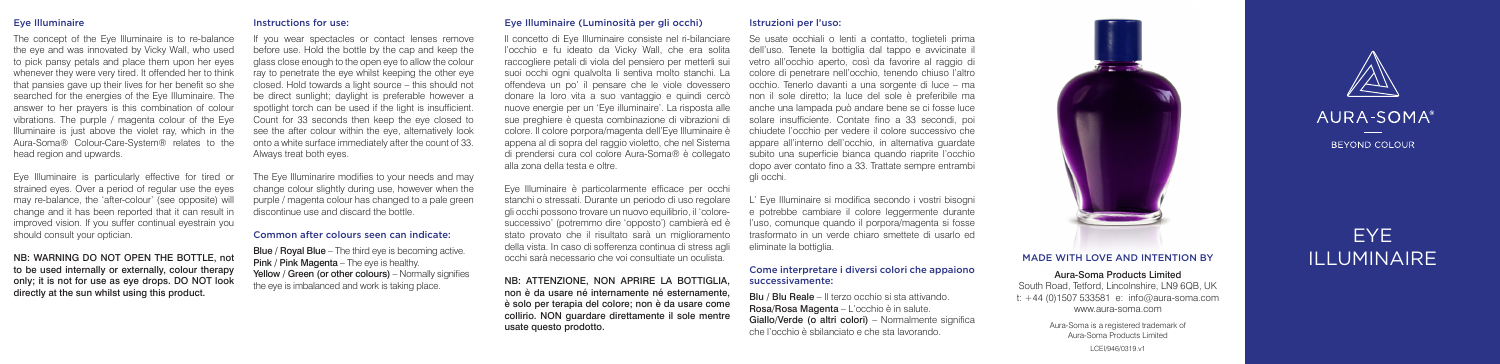## Eye Illuminaire

The concept of the Eye Illuminaire is to re-balance the eye and was innovated by Vicky Wall, who used to pick pansy petals and place them upon her eyes whenever they were very tired. It offended her to think that pansies gave up their lives for her benefit so she searched for the energies of the Eye Illuminaire. The answer to her prayers is this combination of colour vibrations. The purple / magenta colour of the Eye Illuminaire is just above the violet ray, which in the Aura-Soma® Colour-Care-System® relates to the head region and upwards.

Eye Illuminaire is particularly effective for tired or strained eyes. Over a period of regular use the eyes may re-balance, the 'after-colour' (see opposite) will change and it has been reported that it can result in improved vision. If you suffer continual eyestrain you should consult your optician.

**NB: WARNING DO NOT OPEN THE BOTTLE, not to be used internally or externally, colour therapy only; it is not for use as eye drops. DO NOT look directly at the sun whilst using this product.**

### Instructions for use:

If you wear spectacles or contact lenses remove before use. Hold the bottle by the cap and keep the glass close enough to the open eye to allow the colour ray to penetrate the eye whilst keeping the other eye closed. Hold towards a light source – this should not be direct sunlight; daylight is preferable however a spotlight torch can be used if the light is insufficient. Count for 33 seconds then keep the eye closed to see the after colour within the eye, alternatively look onto a white surface immediately after the count of 33. Always treat both eyes.

The Eye Illuminaire modifies to your needs and may change colour slightly during use, however when the purple / magenta colour has changed to a pale green discontinue use and discard the bottle.

### Common after colours seen can indicate:

**Blue / Royal Blue** – The third eye is becoming active.
**Pink / Pink Magenta** – The eye is healthy.
**Yellow / Green (or other colours)** – Normally signifies the eye is imbalanced and work is taking place.

## Eye Illuminare (Luminosità per gli occhi)

Il concetto di Eye Illuminaire consiste nel ri-bilanciare l'occhio e fu ideato da Vicky Wall, che era solita raccogliere petali di viola del pensiero per metterli sui suoi occhi ogni qualvolta li sentiva molto stanchi. La offendeva un po' il pensare che le viole dovessero donare la loro vita a suo vantaggio e quindi cercò nuove energie per un 'Eye illuminaire'. La risposta alle sue preghiere è questa combinazione di vibrazioni di colore. Il colore porpora/magenta dell'Eye Illuminaire è appena al di sopra del raggio violetto, che nel Sistema di prendersi cura col colore Aura-Soma® è collegato alla zona della testa e oltre.

Eye Illuminaire è particolarmente efficace per occhi stanchi o stressati. Durante un periodo di uso regolare gli occhi possono trovare un nuovo equilibrio, il 'colore-successivo' (potremmo dire 'opposto') cambierà ed è stato provato che il risultato sarà un miglioramento della vista. In caso di sofferenza continua di stress agli occhi sarà necessario che voi consultiate un oculista.

**NB: ATTENZIONE, NON APRIRE LA BOTTIGLIA, non è da usare né internamente né esternamente, è solo per terapia del colore; non è da usare come collirio. NON guardare direttamente il sole mentre usate questo prodotto.**

### Istruzioni per l'uso:

Se usate occhiali o lenti a contatto, toglieteli prima dell'uso. Tenete la bottiglia dal tappo e avvicinate il vetro all'occhio aperto, così da favorire al raggio di colore di penetrare nell'occhio, tenendo chiuso l'altro occhio. Tenerlo davanti a una sorgente di luce – ma non il sole diretto; la luce del sole è preferibile ma anche una lampada può andare bene se ci fosse luce solare insufficiente. Contate fino a 33 secondi, poi chiudete l'occhio per vedere il colore successivo che appare all'interno dell'occhio, in alternativa guardate subito una superficie bianca quando riaprite l'occhio dopo aver contato fino a 33. Trattate sempre entrambi gli occhi.

L' Eye Illuminaire si modifica secondo i vostri bisogni e potrebbe cambiare il colore leggermente durante l'uso, comunque quando il porpora/magenta si fosse trasformato in un verde chiaro smettete di usarlo ed eliminate la bottiglia.

### Come interpretare i diversi colori che appaiono successivamente:

**Blu / Blu Reale** – Il terzo occhio si sta attivando.
**Rosa/Rosa Magenta** – L'occhio è in salute.
**Giallo/Verde (o altri colori)** – Normalmente significa che l'occhio è sbilanciato e che sta lavorando.

### MADE WITH LOVE AND INTENTION BY

**Aura-Soma Products Limited**
South Road, Tetford, Lincolnshire, LN9 6QB, UK
t: +44 (0)1507 533581 e: info@aura-soma.com
www.aura-soma.com

Aura-Soma is a registered trademark of Aura-Soma Products Limited

LCEI/946/0319.v1

AURA-SOMA®
BEYOND COLOUR

# EYE ILLUMINAIRE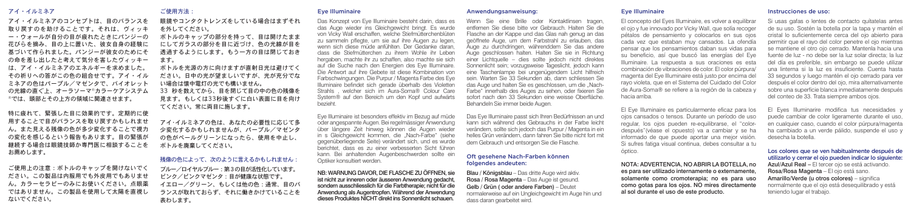## アイ・イルミネア

アイ・イルミネアのコンセプトは、目のバランスを取り戻すのを助けることです。それは、ヴィッキー・ウォールが自分の目が疲れたときにパンジーの花びらを摘み、目の上に置いた、彼女自身の経験に基づいて作られました。パンジーが彼女のためにその命を差し出したと考えて気分を害したヴィッキーは、アイ・イルミネアのエネルギーを求めました。その祈りへの答がこの色の組合せです。アイ・イルミネアの色はパープル／マゼンタで、バイオレットの光線の直ぐ上、オーラソーマ®カラーケアシステム®では、頭部とその上方の領域に関連させます。

特に疲れて、緊張した目に効果的です。定期的に使用することで目がバランスを取り戻すかもしれません。また見える残像の色が多少変化することで視力の変化を感じるという報告もあります。目の緊張が継続する場合は眼鏡技師か専門医に相談することをお薦めします。

ご使用上の注意：ボトルのキャップを開けないでください。この製品は内服用でも外皮用でもありません。カラーセラピーのみにお使いください。点眼薬ではありません。この製品を使用して太陽を直視しないでください。

## ご使用方法：

眼鏡やコンタクトレンズをしている場合はまずそれを外してください。

ボトルのキャップの部分を持って、目は開けたままにしてガラスの部分を目に近づけ、色の光線が目を透過するようにします。もう一方の目は閉じておきます。

ボトルを光源の方に向けますが直射日光は避けてください。日中の光が望ましいですが、光が充分でない場合は懐中電灯の光でも構いません。

33 秒を数えてから、目を閉じて目の中の色の残像を見ます。もしくは33秒後すぐに白い表面に目を向けてください。常に両目に施します。

アイ・イルミネアの色は、あなたの必要性に応じて多少変化するかもしれませんが、パープル／マゼンタの色がペールグリーンになったら、使用を中止し、ボトルを廃棄してください。

### 残像の色によって、次のように言えるかもしれません：

ブルー／ロイヤルブルー：第３の目が活性化しています。
ピンク／ピンクマゼンタ：目が健康な状態です。
イエロー／グリーン、もしくは他の色：通常、目のバランスが取れておらず、それに働きかけていることを表わします。

## Eye Illuminaire

Das Konzept von Eye Illuminaire besteht darin, dass es das Auge wieder ins Gleichgewicht bringt. Es wurde von Vicky Wall erschaffen, welche Stiefmütterchenblüten zu sammeln pflegte, um sie auf ihre Augen zu legen, wenn sich diese müde anfühlten. Der Gedanke daran, dass die Stiefmütterchen zu ihrem Wohle ihr Leben hergaben, machte ihr zu schaffen, also machte sie sich auf die Suche nach den Energien des Eye Illuminaire. Die Antwort auf ihre Gebete ist diese Kombination von Farbschwingungen. Die Purpur / Magenta Farbe des Eye Illuminaire befindet sich gerade überhalb des Violetten Strahls , welcher sich im Aura-Soma® Colour Care System® auf den Bereich um den Kopf und aufwärts bezieht.

Eye Illuminaire ist besonders effektiv im Bezug auf müde oder angespannte Augen. Bei regelmässiger Anwendung über längere Zeit hinweg können die Augen wieder in s Gleichgewicht kommen, die „Nach-Farbe" (siehe gegenüberliegende Seite) verändert sich, und es wurde berichtet, dass es zu einer verbesserten Sicht führen kann. Bei anhaltenden Augenbeschwerden sollte ein Optiker konsultiert werden.

**NB: WARNUNG DAVOR, DIE FLASCHE ZU ÖFFNEN, sie ist nicht zur inneren oder äusseren Anwendung gedacht, sondern ausschliesslich für die Farbtherapie; nicht für die Anwendung als Augentropfen. Während der Anwendung dieses Produktes NICHT direkt ins Sonnenlicht schauen.**

## Anwendungsanweisung:

Wenn Sie eine Brille oder Kontaktlinsen tragen, entfernen Sie diese bitte vor Gebrauch. Halten Sie die Flasche an der Kappe und das Glas nah genug an das geöffnete Auge, um dem Farbstrahl zu erlauben, das Auge zu durchdringen, währenddem Sie das andere Auge geschlossen halten. Halten Sie sie in Richtung einer Lichtquelle – dies sollte jedoch nicht direktes Sonnenlicht sein; vorzugsweise Tageslicht, jedoch kann eine Taschenlampe bei ungenügendem Licht hilfreich sein. Warten Sie 33 Sekunden ab, dann schliessen Sie das Auge und halten Sie es geschlossen, um die „Nach-Farbe" innerhalb des Auges zu sehen, oder fixieren Sie sofort nach den 33 Sekunden eine weisse Oberfläche. Behandeln Sie immer beide Augen.

Das Eye Illuminaire passt sich Ihren Bedürfnissen an und kann sich während des Gebrauchs in der Farbe leicht verändern, sollte sich jedoch das Purpur / Magenta in ein helles Grün verändern, dann fahren Sie bitte nicht fort mit dem Gebrauch und entsorgen Sie die Flasche.

### Oft gesehene Nach-Farben können folgendes andeuten:

**Blau / Königsblau** – Das dritte Auge wird aktiv.
**Rosa / Rosa Magenta** – Das Auge ist gesund.
**Gelb / Grün ( oder andere Farben)** – Deutet normalerweise auf ein Ungleichgewicht im Auge hin und dass daran gearbeitet wird.

## Eye Illuminaire

El concepto del Eyes Illuminaire, es volver a equilibrar el ojo y fue innovado por Vicky Wall, que solía recoger pétalos de pensamiento y colocarlos en sus ojos cada vez que estaban muy cansados. La ofendía pensar que los pensamientos daban sus vidas para su beneficio, así que buscó las energías del Eye Illuminaire. La respuesta a sus oraciones es esta combinación de vibraciones de color. El color púrpura/magenta del Eye Illuminaire está justo por encima del rayo violeta, que en el Sistema del Cuidado del Color de Aura-Soma® se refiere a la región de la cabeza y hacia arriba.

El Eye Illuminaire es particularmente eficaz para los ojos cansados o tensos. Durante un período de uso regular, los ojos pueden re-equilibrarse, el "color-después"(véase el opuesto) va a cambiar y se ha informado de que puede aportar una mejor visión. Si sufres fatiga visual continua, debes consultar a tu óptico.

**NOTA: ADVERTENCIA, NO ABRIR LA BOTELLA, no es para ser utilizado internamente o externamente, solamente como cromoterapia; no es para uso como gotas para los ojos. NO mires directamente al sol durante el uso de este producto.**

## Instrucciones de uso:

Si usas gafas o lentes de contacto quítatelas antes de su uso. Sostén la botella por la tapa y mantén el cristal lo suficientemente cerca del ojo abierto para permitir que el rayo del color penetre el ojo mientras se mantiene el otro ojo cerrado. Mantenla hacia una fuente de luz - no debe ser la luz solar directa; la luz del día es preferible, sin embargo se puede utilizar una linterna si la luz es insuficiente. Cuenta hasta 33 segundos y luego mantén el ojo cerrado para ver después el color dentro del ojo, mira alternativamente sobre una superficie blanca inmediatamente después del conteo de 33. Trata siempre ambos ojos.

El Eyes Illuminaire modifica tus necesidades y puede cambiar de color ligeramente durante el uso, en cualquier caso, cuando el color púrpura/magenta ha cambiado a un verde pálido, suspende el uso y desecha la botella.

### Los colores que se ven habitualmente después de utilizarlo y cerrar el ojo pueden indicar lo siguiente:

**Azul/Azul Real** – El tercer ojo se está activando.
**Rosa/Rosa Magenta** – El ojo está sano.
**Amarillo/Verde (u otros colores)** – significa normalmente que el ojo está desequilibrado y está teniendo lugar el trabajo.